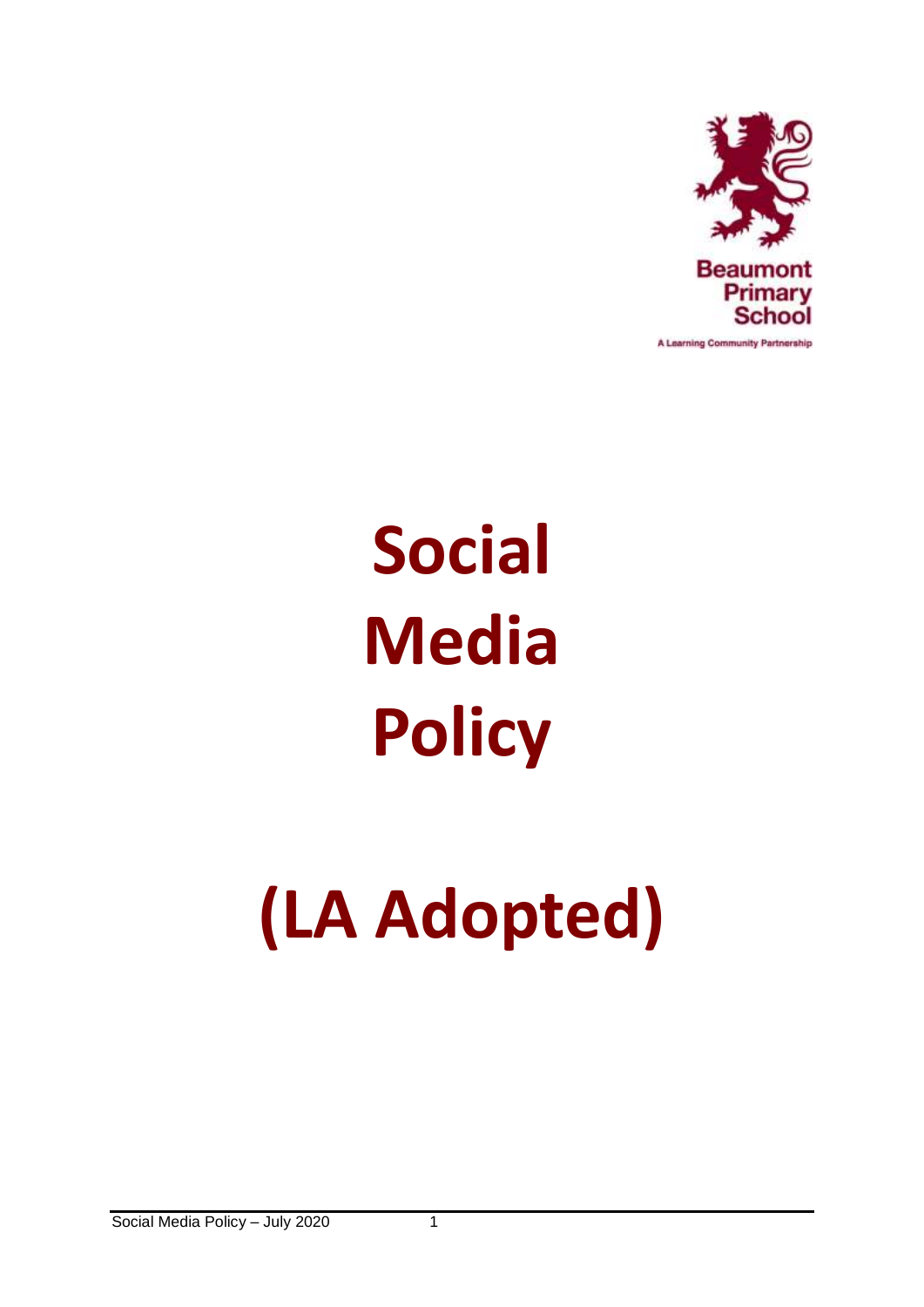Beaumont Primary School

A Learning Community Partnership

# Social Media Policy

# (LA Adopted)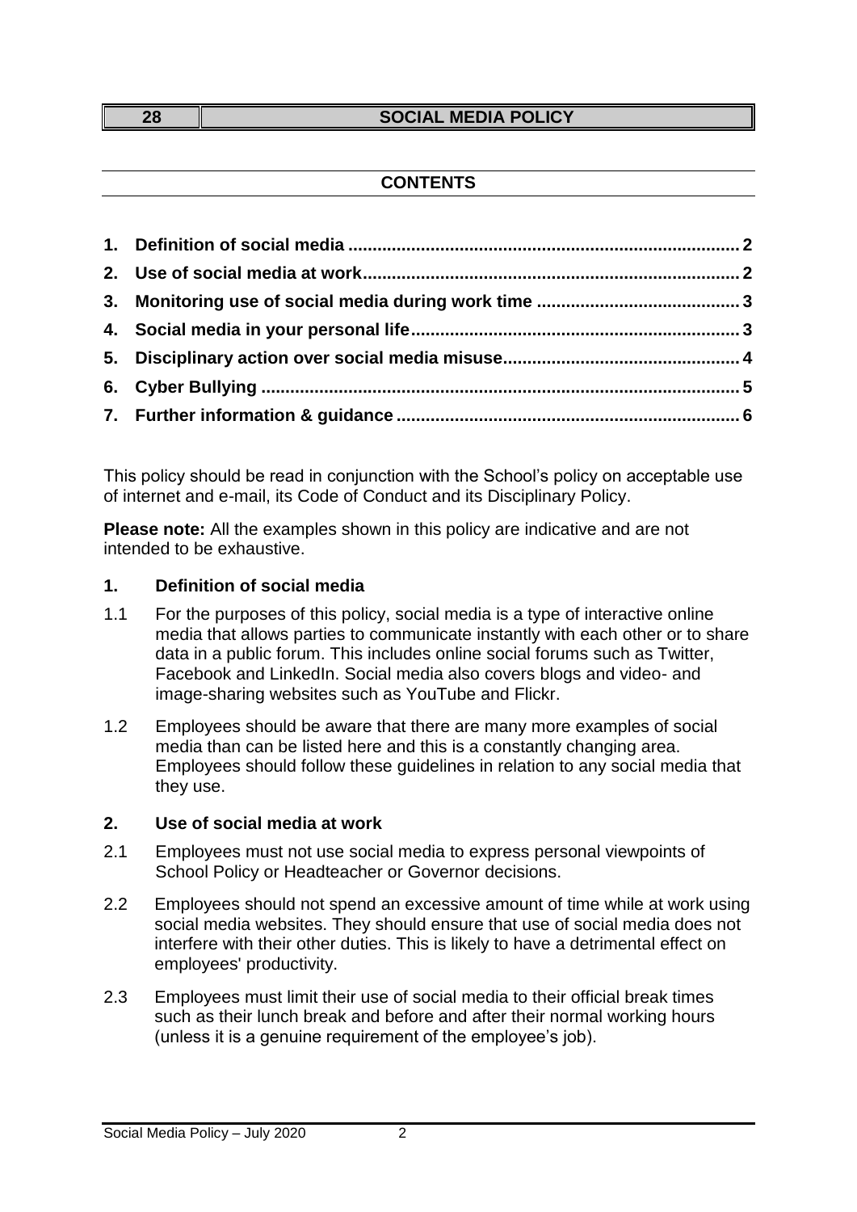| 28 | SOCIAL MEDIA POLICY |
|---|---|

## CONTENTS

1. **Definition of social media** ................................................................................ **2**
2. **Use of social media at work** ............................................................................ **2**
3. **Monitoring use of social media during work time** .......................................... **3**
4. **Social media in your personal life** .................................................................. **3**
5. **Disciplinary action over social media misuse** ................................................ **4**
6. **Cyber Bullying** ................................................................................................. **5**
7. **Further information & guidance** ..................................................................... **6**

This policy should be read in conjunction with the School's policy on acceptable use of internet and e-mail, its Code of Conduct and its Disciplinary Policy.

**Please note:** All the examples shown in this policy are indicative and are not intended to be exhaustive.

### 1. Definition of social media

1.1 For the purposes of this policy, social media is a type of interactive online media that allows parties to communicate instantly with each other or to share data in a public forum. This includes online social forums such as Twitter, Facebook and LinkedIn. Social media also covers blogs and video- and image-sharing websites such as YouTube and Flickr.

1.2 Employees should be aware that there are many more examples of social media than can be listed here and this is a constantly changing area. Employees should follow these guidelines in relation to any social media that they use.

### 2. Use of social media at work

2.1 Employees must not use social media to express personal viewpoints of School Policy or Headteacher or Governor decisions.

2.2 Employees should not spend an excessive amount of time while at work using social media websites. They should ensure that use of social media does not interfere with their other duties. This is likely to have a detrimental effect on employees' productivity.

2.3 Employees must limit their use of social media to their official break times such as their lunch break and before and after their normal working hours (unless it is a genuine requirement of the employee's job).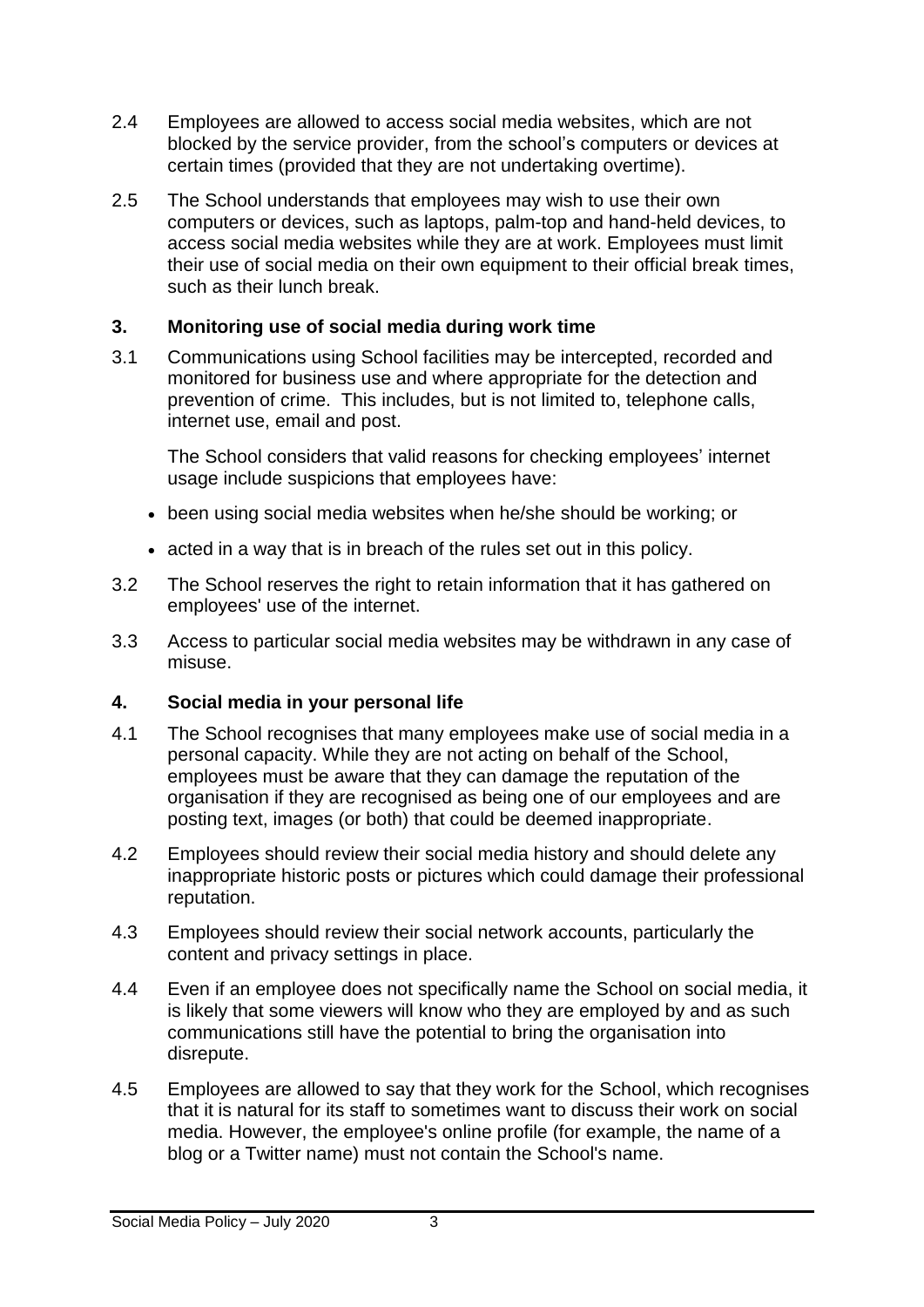2.4 Employees are allowed to access social media websites, which are not blocked by the service provider, from the school's computers or devices at certain times (provided that they are not undertaking overtime).

2.5 The School understands that employees may wish to use their own computers or devices, such as laptops, palm-top and hand-held devices, to access social media websites while they are at work. Employees must limit their use of social media on their own equipment to their official break times, such as their lunch break.

## 3. Monitoring use of social media during work time

3.1 Communications using School facilities may be intercepted, recorded and monitored for business use and where appropriate for the detection and prevention of crime. This includes, but is not limited to, telephone calls, internet use, email and post.

The School considers that valid reasons for checking employees' internet usage include suspicions that employees have:

- been using social media websites when he/she should be working; or
- acted in a way that is in breach of the rules set out in this policy.

3.2 The School reserves the right to retain information that it has gathered on employees' use of the internet.

3.3 Access to particular social media websites may be withdrawn in any case of misuse.

## 4. Social media in your personal life

4.1 The School recognises that many employees make use of social media in a personal capacity. While they are not acting on behalf of the School, employees must be aware that they can damage the reputation of the organisation if they are recognised as being one of our employees and are posting text, images (or both) that could be deemed inappropriate.

4.2 Employees should review their social media history and should delete any inappropriate historic posts or pictures which could damage their professional reputation.

4.3 Employees should review their social network accounts, particularly the content and privacy settings in place.

4.4 Even if an employee does not specifically name the School on social media, it is likely that some viewers will know who they are employed by and as such communications still have the potential to bring the organisation into disrepute.

4.5 Employees are allowed to say that they work for the School, which recognises that it is natural for its staff to sometimes want to discuss their work on social media. However, the employee's online profile (for example, the name of a blog or a Twitter name) must not contain the School's name.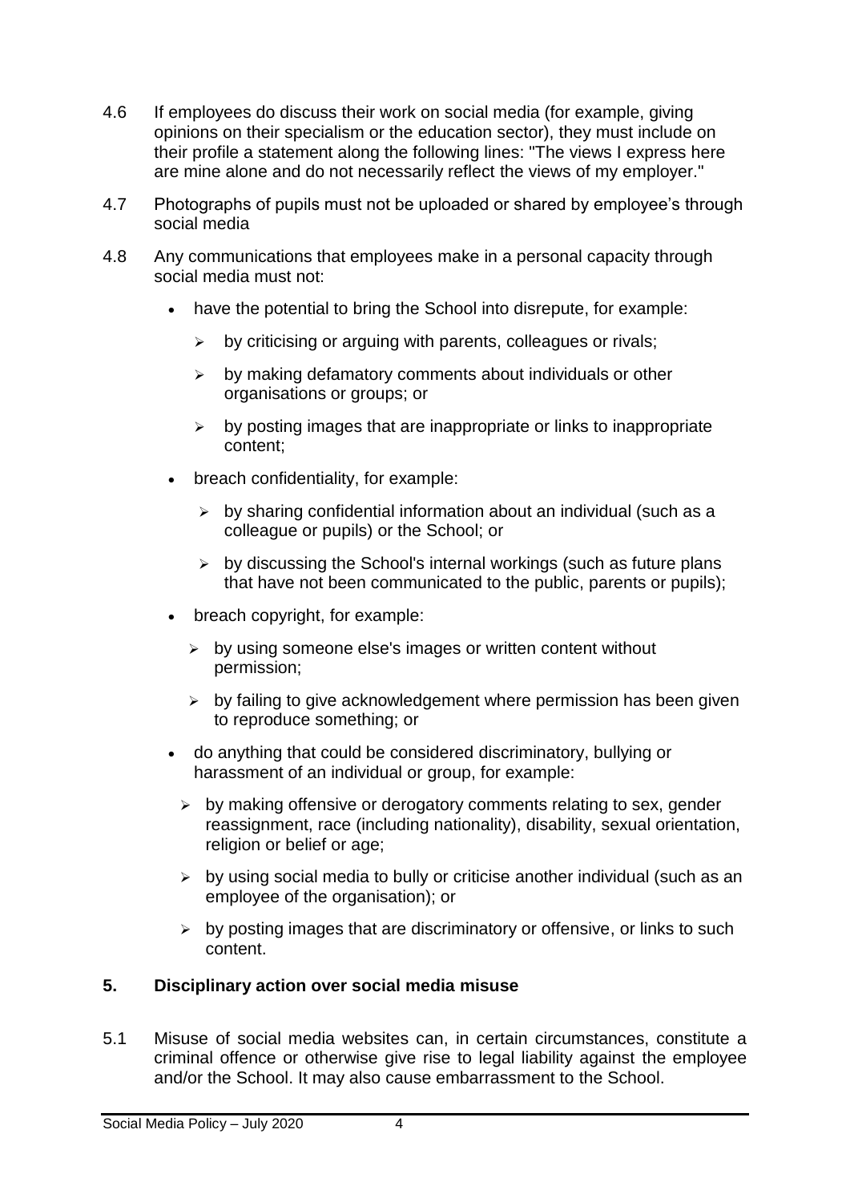4.6 If employees do discuss their work on social media (for example, giving opinions on their specialism or the education sector), they must include on their profile a statement along the following lines: "The views I express here are mine alone and do not necessarily reflect the views of my employer."

4.7 Photographs of pupils must not be uploaded or shared by employee's through social media

4.8 Any communications that employees make in a personal capacity through social media must not:

- have the potential to bring the School into disrepute, for example:
  - by criticising or arguing with parents, colleagues or rivals;
  - by making defamatory comments about individuals or other organisations or groups; or
  - by posting images that are inappropriate or links to inappropriate content;
- breach confidentiality, for example:
  - by sharing confidential information about an individual (such as a colleague or pupils) or the School; or
  - by discussing the School's internal workings (such as future plans that have not been communicated to the public, parents or pupils);
- breach copyright, for example:
  - by using someone else's images or written content without permission;
  - by failing to give acknowledgement where permission has been given to reproduce something; or
- do anything that could be considered discriminatory, bullying or harassment of an individual or group, for example:
  - by making offensive or derogatory comments relating to sex, gender reassignment, race (including nationality), disability, sexual orientation, religion or belief or age;
  - by using social media to bully or criticise another individual (such as an employee of the organisation); or
  - by posting images that are discriminatory or offensive, or links to such content.

## 5. Disciplinary action over social media misuse

5.1 Misuse of social media websites can, in certain circumstances, constitute a criminal offence or otherwise give rise to legal liability against the employee and/or the School. It may also cause embarrassment to the School.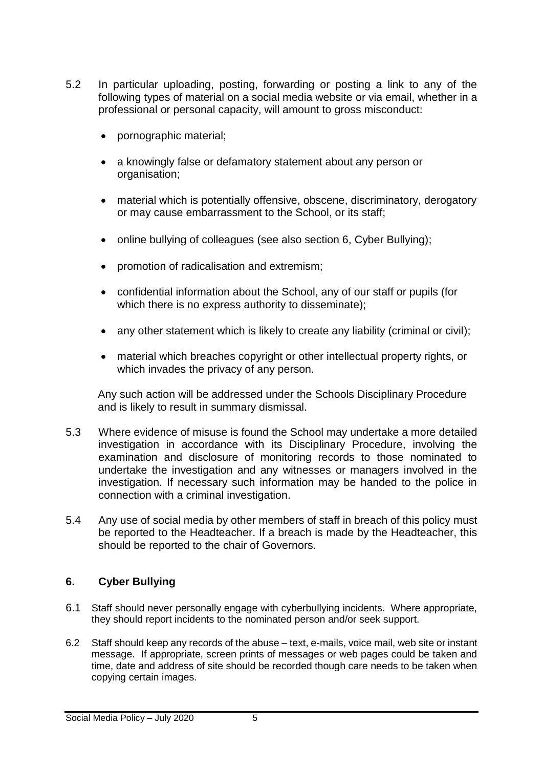5.2 In particular uploading, posting, forwarding or posting a link to any of the following types of material on a social media website or via email, whether in a professional or personal capacity, will amount to gross misconduct:

- pornographic material;
- a knowingly false or defamatory statement about any person or organisation;
- material which is potentially offensive, obscene, discriminatory, derogatory or may cause embarrassment to the School, or its staff;
- online bullying of colleagues (see also section 6, Cyber Bullying);
- promotion of radicalisation and extremism;
- confidential information about the School, any of our staff or pupils (for which there is no express authority to disseminate);
- any other statement which is likely to create any liability (criminal or civil);
- material which breaches copyright or other intellectual property rights, or which invades the privacy of any person.

Any such action will be addressed under the Schools Disciplinary Procedure and is likely to result in summary dismissal.

5.3 Where evidence of misuse is found the School may undertake a more detailed investigation in accordance with its Disciplinary Procedure, involving the examination and disclosure of monitoring records to those nominated to undertake the investigation and any witnesses or managers involved in the investigation. If necessary such information may be handed to the police in connection with a criminal investigation.

5.4 Any use of social media by other members of staff in breach of this policy must be reported to the Headteacher. If a breach is made by the Headteacher, this should be reported to the chair of Governors.

## 6. Cyber Bullying

6.1 Staff should never personally engage with cyberbullying incidents. Where appropriate, they should report incidents to the nominated person and/or seek support.

6.2 Staff should keep any records of the abuse – text, e-mails, voice mail, web site or instant message. If appropriate, screen prints of messages or web pages could be taken and time, date and address of site should be recorded though care needs to be taken when copying certain images.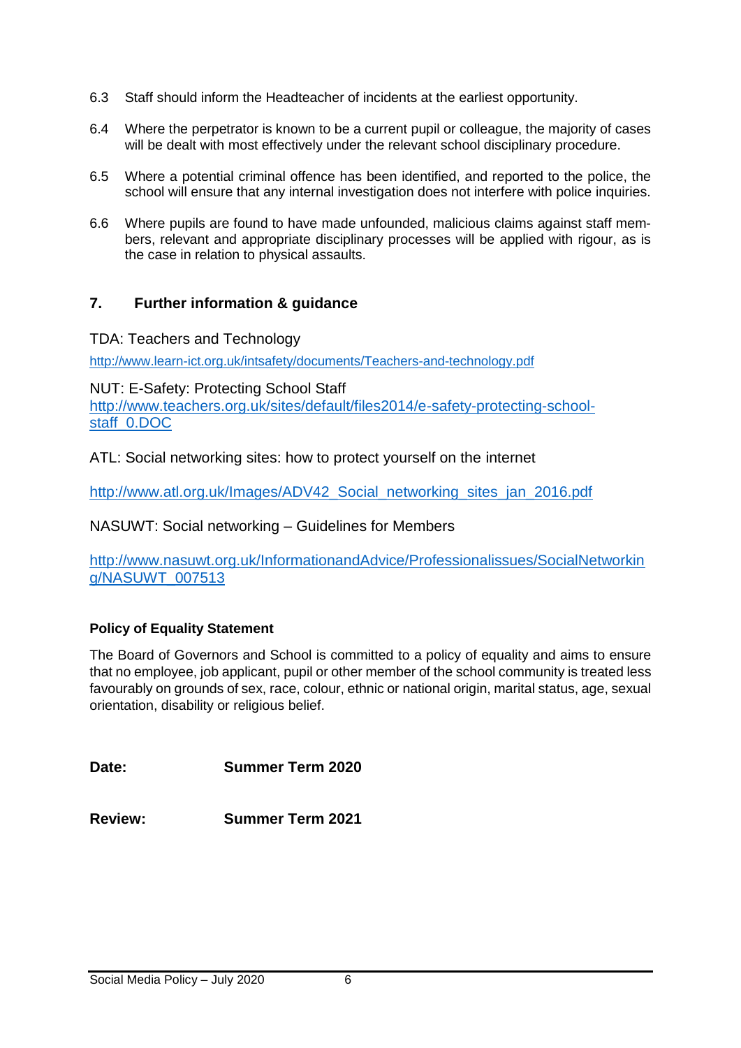6.3 Staff should inform the Headteacher of incidents at the earliest opportunity.

6.4 Where the perpetrator is known to be a current pupil or colleague, the majority of cases will be dealt with most effectively under the relevant school disciplinary procedure.

6.5 Where a potential criminal offence has been identified, and reported to the police, the school will ensure that any internal investigation does not interfere with police inquiries.

6.6 Where pupils are found to have made unfounded, malicious claims against staff members, relevant and appropriate disciplinary processes will be applied with rigour, as is the case in relation to physical assaults.

## 7. Further information & guidance

TDA: Teachers and Technology

http://www.learn-ict.org.uk/intsafety/documents/Teachers-and-technology.pdf

NUT: E-Safety: Protecting School Staff
http://www.teachers.org.uk/sites/default/files2014/e-safety-protecting-school-staff_0.DOC

ATL: Social networking sites: how to protect yourself on the internet

http://www.atl.org.uk/Images/ADV42_Social_networking_sites_jan_2016.pdf

NASUWT: Social networking – Guidelines for Members

http://www.nasuwt.org.uk/InformationandAdvice/Professionalissues/SocialNetworking/NASUWT_007513

**Policy of Equality Statement**

The Board of Governors and School is committed to a policy of equality and aims to ensure that no employee, job applicant, pupil or other member of the school community is treated less favourably on grounds of sex, race, colour, ethnic or national origin, marital status, age, sexual orientation, disability or religious belief.

**Date:** **Summer Term 2020**

**Review:** **Summer Term 2021**